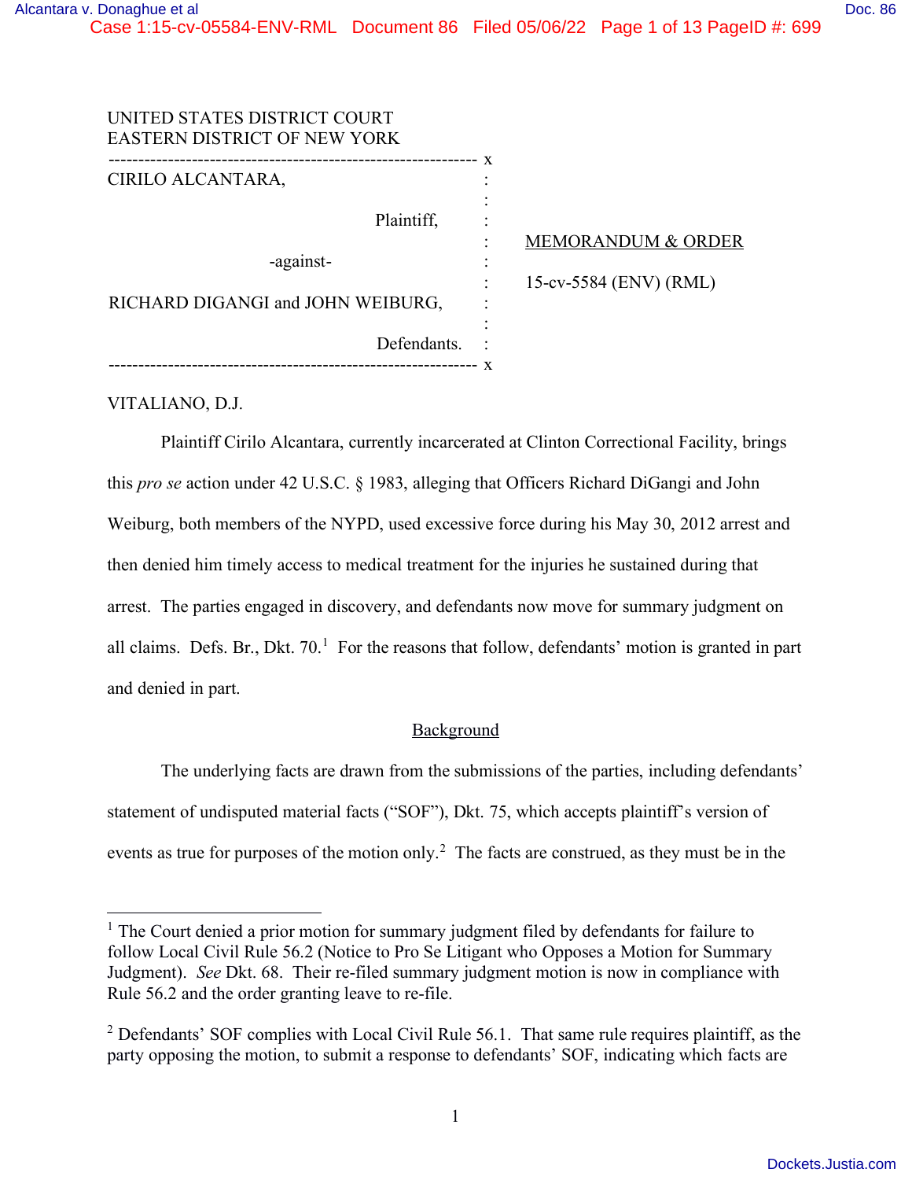UNITED STATES DISTRICT COURT
EASTERN DISTRICT OF NEW YORK

---

CIRILO ALCANTARA,

Plaintiff,

-against-

RICHARD DIGANGI and JOHN WEIBURG,

Defendants.

---

MEMORANDUM & ORDER

15-cv-5584 (ENV) (RML)

VITALIANO, D.J.

Plaintiff Cirilo Alcantara, currently incarcerated at Clinton Correctional Facility, brings this *pro se* action under 42 U.S.C. § 1983, alleging that Officers Richard DiGangi and John Weiburg, both members of the NYPD, used excessive force during his May 30, 2012 arrest and then denied him timely access to medical treatment for the injuries he sustained during that arrest. The parties engaged in discovery, and defendants now move for summary judgment on all claims. Defs. Br., Dkt. 70.[1] For the reasons that follow, defendants' motion is granted in part and denied in part.

## Background

The underlying facts are drawn from the submissions of the parties, including defendants' statement of undisputed material facts ("SOF"), Dkt. 75, which accepts plaintiff's version of events as true for purposes of the motion only.[2] The facts are construed, as they must be in the

---

[1] The Court denied a prior motion for summary judgment filed by defendants for failure to follow Local Civil Rule 56.2 (Notice to Pro Se Litigant who Opposes a Motion for Summary Judgment). *See* Dkt. 68. Their re-filed summary judgment motion is now in compliance with Rule 56.2 and the order granting leave to re-file.

[2] Defendants' SOF complies with Local Civil Rule 56.1. That same rule requires plaintiff, as the party opposing the motion, to submit a response to defendants' SOF, indicating which facts are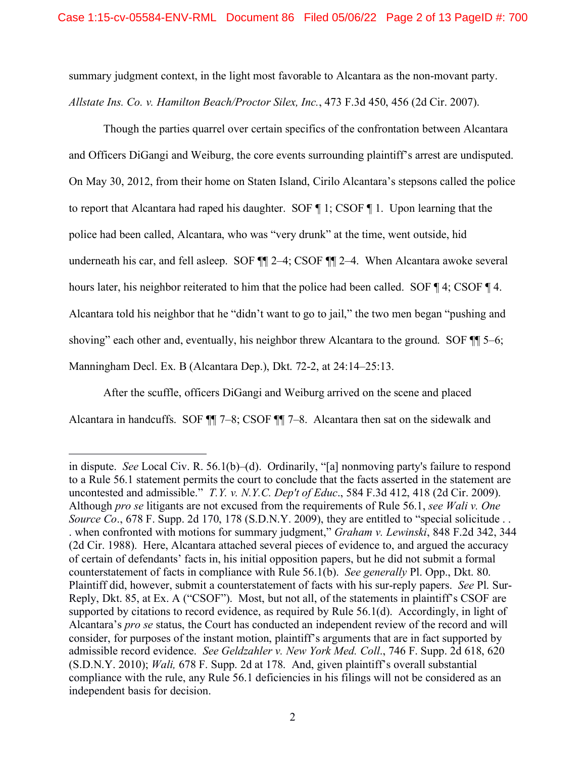summary judgment context, in the light most favorable to Alcantara as the non-movant party. *Allstate Ins. Co. v. Hamilton Beach/Proctor Silex, Inc.*, 473 F.3d 450, 456 (2d Cir. 2007).

Though the parties quarrel over certain specifics of the confrontation between Alcantara and Officers DiGangi and Weiburg, the core events surrounding plaintiff's arrest are undisputed. On May 30, 2012, from their home on Staten Island, Cirilo Alcantara's stepsons called the police to report that Alcantara had raped his daughter. SOF ¶ 1; CSOF ¶ 1. Upon learning that the police had been called, Alcantara, who was "very drunk" at the time, went outside, hid underneath his car, and fell asleep. SOF ¶¶ 2–4; CSOF ¶¶ 2–4. When Alcantara awoke several hours later, his neighbor reiterated to him that the police had been called. SOF ¶ 4; CSOF ¶ 4. Alcantara told his neighbor that he "didn't want to go to jail," the two men began "pushing and shoving" each other and, eventually, his neighbor threw Alcantara to the ground. SOF ¶¶ 5–6; Manningham Decl. Ex. B (Alcantara Dep.), Dkt. 72-2, at 24:14–25:13.

After the scuffle, officers DiGangi and Weiburg arrived on the scene and placed Alcantara in handcuffs. SOF ¶¶ 7–8; CSOF ¶¶ 7–8. Alcantara then sat on the sidewalk and

---

in dispute. *See* Local Civ. R. 56.1(b)–(d). Ordinarily, "[a] nonmoving party's failure to respond to a Rule 56.1 statement permits the court to conclude that the facts asserted in the statement are uncontested and admissible." *T.Y. v. N.Y.C. Dep't of Educ*., 584 F.3d 412, 418 (2d Cir. 2009). Although *pro se* litigants are not excused from the requirements of Rule 56.1, *see Wali v. One Source Co*., 678 F. Supp. 2d 170, 178 (S.D.N.Y. 2009), they are entitled to "special solicitude . . . when confronted with motions for summary judgment," *Graham v. Lewinski*, 848 F.2d 342, 344 (2d Cir. 1988). Here, Alcantara attached several pieces of evidence to, and argued the accuracy of certain of defendants' facts in, his initial opposition papers, but he did not submit a formal counterstatement of facts in compliance with Rule 56.1(b). *See generally* Pl. Opp., Dkt. 80. Plaintiff did, however, submit a counterstatement of facts with his sur-reply papers. *See* Pl. Sur-Reply, Dkt. 85, at Ex. A ("CSOF"). Most, but not all, of the statements in plaintiff's CSOF are supported by citations to record evidence, as required by Rule 56.1(d). Accordingly, in light of Alcantara's *pro se* status, the Court has conducted an independent review of the record and will consider, for purposes of the instant motion, plaintiff's arguments that are in fact supported by admissible record evidence. *See Geldzahler v. New York Med. Coll*., 746 F. Supp. 2d 618, 620 (S.D.N.Y. 2010); *Wali,* 678 F. Supp. 2d at 178. And, given plaintiff's overall substantial compliance with the rule, any Rule 56.1 deficiencies in his filings will not be considered as an independent basis for decision.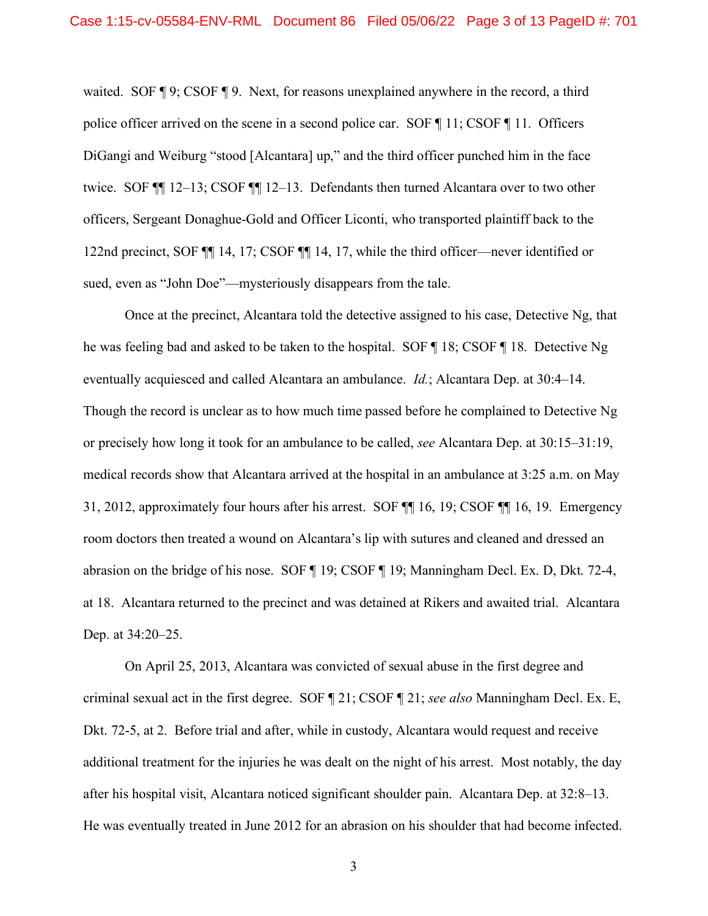waited. SOF ¶ 9; CSOF ¶ 9. Next, for reasons unexplained anywhere in the record, a third police officer arrived on the scene in a second police car. SOF ¶ 11; CSOF ¶ 11. Officers DiGangi and Weiburg "stood [Alcantara] up," and the third officer punched him in the face twice. SOF ¶¶ 12–13; CSOF ¶¶ 12–13. Defendants then turned Alcantara over to two other officers, Sergeant Donaghue-Gold and Officer Liconti, who transported plaintiff back to the 122nd precinct, SOF ¶¶ 14, 17; CSOF ¶¶ 14, 17, while the third officer—never identified or sued, even as "John Doe"—mysteriously disappears from the tale.

Once at the precinct, Alcantara told the detective assigned to his case, Detective Ng, that he was feeling bad and asked to be taken to the hospital. SOF ¶ 18; CSOF ¶ 18. Detective Ng eventually acquiesced and called Alcantara an ambulance. *Id.*; Alcantara Dep. at 30:4–14. Though the record is unclear as to how much time passed before he complained to Detective Ng or precisely how long it took for an ambulance to be called, *see* Alcantara Dep. at 30:15–31:19, medical records show that Alcantara arrived at the hospital in an ambulance at 3:25 a.m. on May 31, 2012, approximately four hours after his arrest. SOF ¶¶ 16, 19; CSOF ¶¶ 16, 19. Emergency room doctors then treated a wound on Alcantara's lip with sutures and cleaned and dressed an abrasion on the bridge of his nose. SOF ¶ 19; CSOF ¶ 19; Manningham Decl. Ex. D, Dkt. 72-4, at 18. Alcantara returned to the precinct and was detained at Rikers and awaited trial. Alcantara Dep. at 34:20–25.

On April 25, 2013, Alcantara was convicted of sexual abuse in the first degree and criminal sexual act in the first degree. SOF ¶ 21; CSOF ¶ 21; *see also* Manningham Decl. Ex. E, Dkt. 72-5, at 2. Before trial and after, while in custody, Alcantara would request and receive additional treatment for the injuries he was dealt on the night of his arrest. Most notably, the day after his hospital visit, Alcantara noticed significant shoulder pain. Alcantara Dep. at 32:8–13. He was eventually treated in June 2012 for an abrasion on his shoulder that had become infected.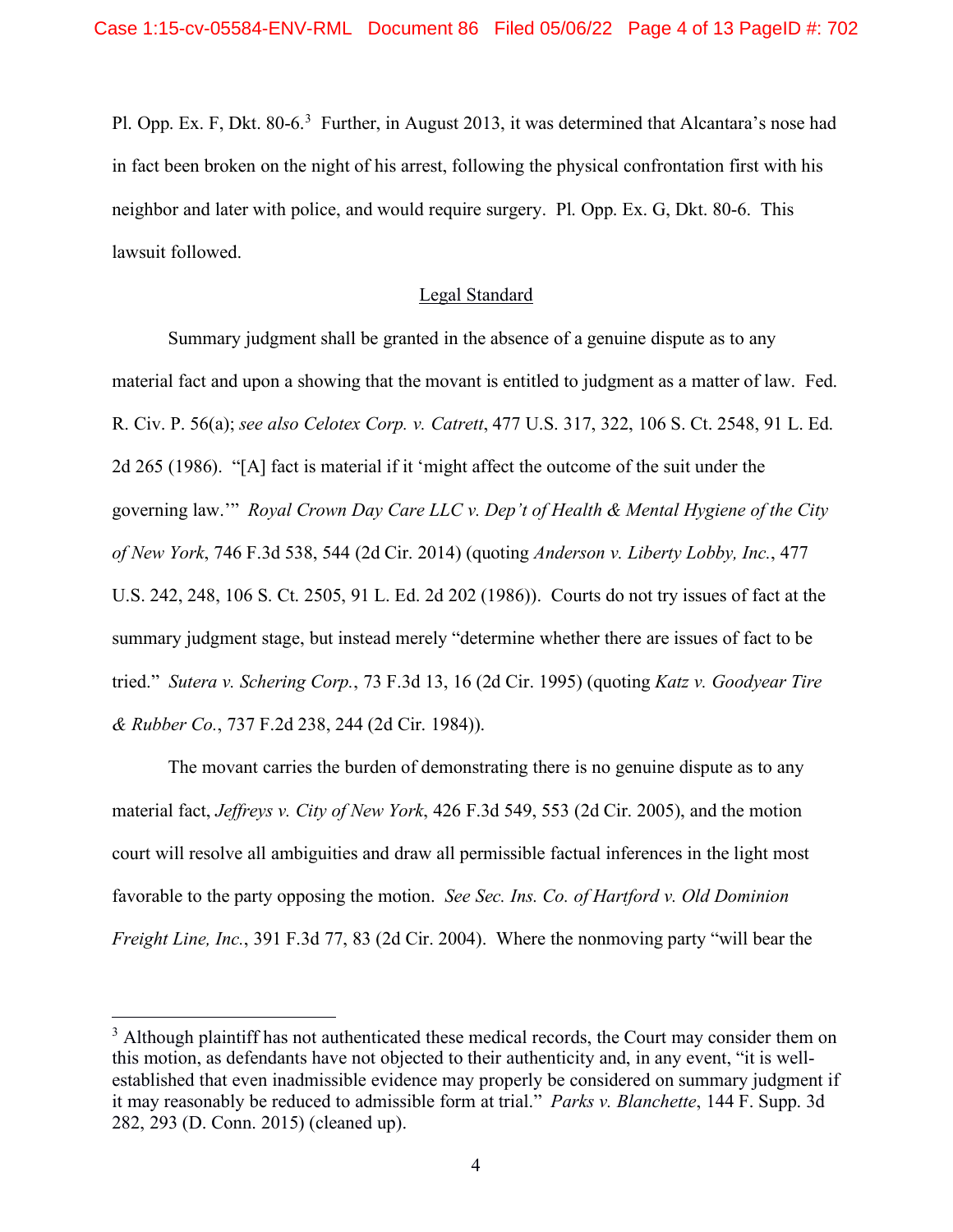Pl. Opp. Ex. F, Dkt. 80-6.[3] Further, in August 2013, it was determined that Alcantara's nose had in fact been broken on the night of his arrest, following the physical confrontation first with his neighbor and later with police, and would require surgery. Pl. Opp. Ex. G, Dkt. 80-6. This lawsuit followed.

## Legal Standard

Summary judgment shall be granted in the absence of a genuine dispute as to any material fact and upon a showing that the movant is entitled to judgment as a matter of law. Fed. R. Civ. P. 56(a); *see also Celotex Corp. v. Catrett*, 477 U.S. 317, 322, 106 S. Ct. 2548, 91 L. Ed. 2d 265 (1986). "[A] fact is material if it 'might affect the outcome of the suit under the governing law.'" *Royal Crown Day Care LLC v. Dep't of Health & Mental Hygiene of the City of New York*, 746 F.3d 538, 544 (2d Cir. 2014) (quoting *Anderson v. Liberty Lobby, Inc.*, 477 U.S. 242, 248, 106 S. Ct. 2505, 91 L. Ed. 2d 202 (1986)). Courts do not try issues of fact at the summary judgment stage, but instead merely "determine whether there are issues of fact to be tried." *Sutera v. Schering Corp.*, 73 F.3d 13, 16 (2d Cir. 1995) (quoting *Katz v. Goodyear Tire & Rubber Co.*, 737 F.2d 238, 244 (2d Cir. 1984)).

The movant carries the burden of demonstrating there is no genuine dispute as to any material fact, *Jeffreys v. City of New York*, 426 F.3d 549, 553 (2d Cir. 2005), and the motion court will resolve all ambiguities and draw all permissible factual inferences in the light most favorable to the party opposing the motion. *See Sec. Ins. Co. of Hartford v. Old Dominion Freight Line, Inc.*, 391 F.3d 77, 83 (2d Cir. 2004). Where the nonmoving party "will bear the

---

[3] Although plaintiff has not authenticated these medical records, the Court may consider them on this motion, as defendants have not objected to their authenticity and, in any event, "it is well-established that even inadmissible evidence may properly be considered on summary judgment if it may reasonably be reduced to admissible form at trial." *Parks v. Blanchette*, 144 F. Supp. 3d 282, 293 (D. Conn. 2015) (cleaned up).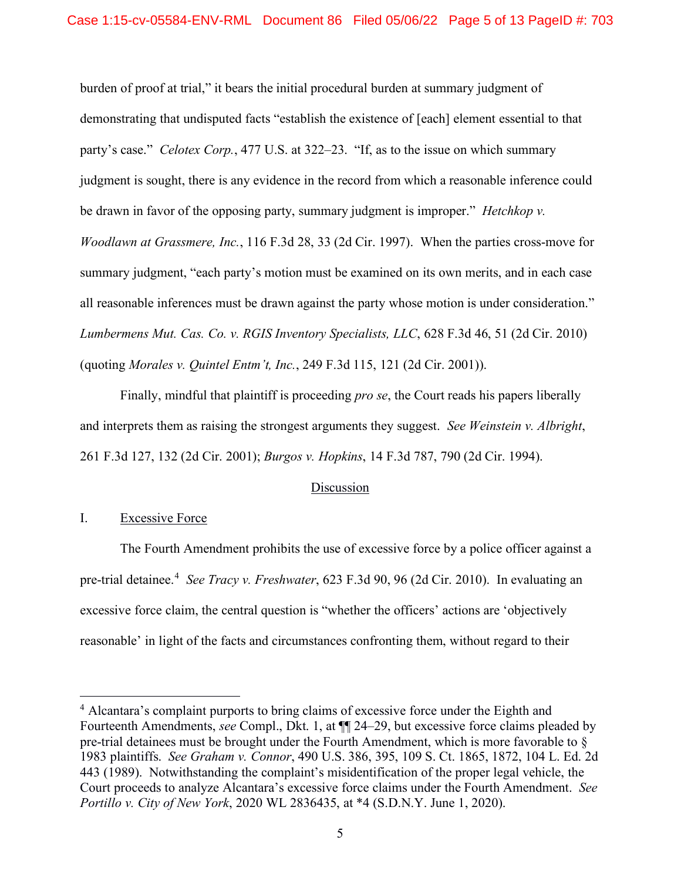burden of proof at trial," it bears the initial procedural burden at summary judgment of demonstrating that undisputed facts "establish the existence of [each] element essential to that party's case." *Celotex Corp.*, 477 U.S. at 322–23. "If, as to the issue on which summary judgment is sought, there is any evidence in the record from which a reasonable inference could be drawn in favor of the opposing party, summary judgment is improper." *Hetchkop v. Woodlawn at Grassmere, Inc.*, 116 F.3d 28, 33 (2d Cir. 1997). When the parties cross-move for summary judgment, "each party's motion must be examined on its own merits, and in each case all reasonable inferences must be drawn against the party whose motion is under consideration." *Lumbermens Mut. Cas. Co. v. RGIS Inventory Specialists, LLC*, 628 F.3d 46, 51 (2d Cir. 2010) (quoting *Morales v. Quintel Entm't, Inc.*, 249 F.3d 115, 121 (2d Cir. 2001)).

Finally, mindful that plaintiff is proceeding *pro se*, the Court reads his papers liberally and interprets them as raising the strongest arguments they suggest. *See Weinstein v. Albright*, 261 F.3d 127, 132 (2d Cir. 2001); *Burgos v. Hopkins*, 14 F.3d 787, 790 (2d Cir. 1994).

## Discussion

### I. Excessive Force

The Fourth Amendment prohibits the use of excessive force by a police officer against a pre-trial detainee.[4] *See Tracy v. Freshwater*, 623 F.3d 90, 96 (2d Cir. 2010). In evaluating an excessive force claim, the central question is "whether the officers' actions are 'objectively reasonable' in light of the facts and circumstances confronting them, without regard to their

---

[4] Alcantara's complaint purports to bring claims of excessive force under the Eighth and Fourteenth Amendments, *see* Compl., Dkt. 1, at ¶¶ 24–29, but excessive force claims pleaded by pre-trial detainees must be brought under the Fourth Amendment, which is more favorable to § 1983 plaintiffs. *See Graham v. Connor*, 490 U.S. 386, 395, 109 S. Ct. 1865, 1872, 104 L. Ed. 2d 443 (1989). Notwithstanding the complaint's misidentification of the proper legal vehicle, the Court proceeds to analyze Alcantara's excessive force claims under the Fourth Amendment. *See Portillo v. City of New York*, 2020 WL 2836435, at *4 (S.D.N.Y. June 1, 2020).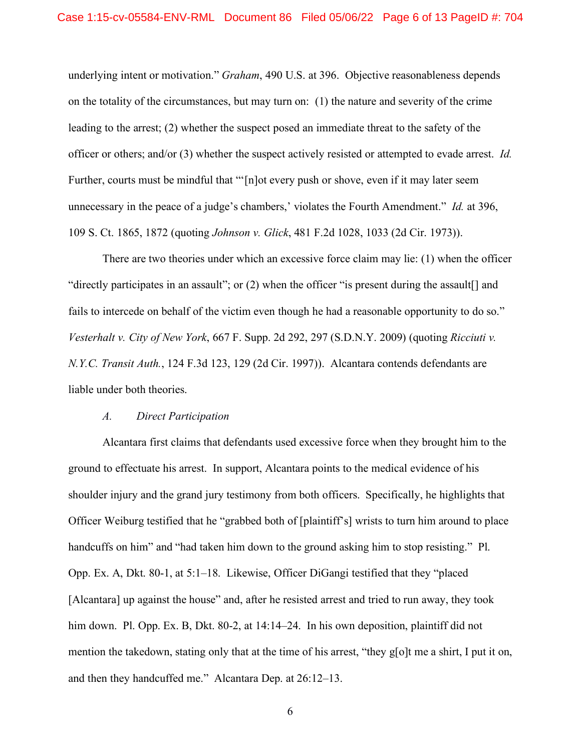underlying intent or motivation." *Graham*, 490 U.S. at 396. Objective reasonableness depends on the totality of the circumstances, but may turn on: (1) the nature and severity of the crime leading to the arrest; (2) whether the suspect posed an immediate threat to the safety of the officer or others; and/or (3) whether the suspect actively resisted or attempted to evade arrest. *Id.* Further, courts must be mindful that "'[n]ot every push or shove, even if it may later seem unnecessary in the peace of a judge's chambers,' violates the Fourth Amendment." *Id.* at 396, 109 S. Ct. 1865, 1872 (quoting *Johnson v. Glick*, 481 F.2d 1028, 1033 (2d Cir. 1973)).

There are two theories under which an excessive force claim may lie: (1) when the officer "directly participates in an assault"; or (2) when the officer "is present during the assault[] and fails to intercede on behalf of the victim even though he had a reasonable opportunity to do so." *Vesterhalt v. City of New York*, 667 F. Supp. 2d 292, 297 (S.D.N.Y. 2009) (quoting *Ricciuti v. N.Y.C. Transit Auth.*, 124 F.3d 123, 129 (2d Cir. 1997)). Alcantara contends defendants are liable under both theories.

*A. Direct Participation*

Alcantara first claims that defendants used excessive force when they brought him to the ground to effectuate his arrest. In support, Alcantara points to the medical evidence of his shoulder injury and the grand jury testimony from both officers. Specifically, he highlights that Officer Weiburg testified that he "grabbed both of [plaintiff's] wrists to turn him around to place handcuffs on him" and "had taken him down to the ground asking him to stop resisting." Pl. Opp. Ex. A, Dkt. 80-1, at 5:1–18. Likewise, Officer DiGangi testified that they "placed [Alcantara] up against the house" and, after he resisted arrest and tried to run away, they took him down. Pl. Opp. Ex. B, Dkt. 80-2, at 14:14–24. In his own deposition, plaintiff did not mention the takedown, stating only that at the time of his arrest, "they g[o]t me a shirt, I put it on, and then they handcuffed me." Alcantara Dep. at 26:12–13.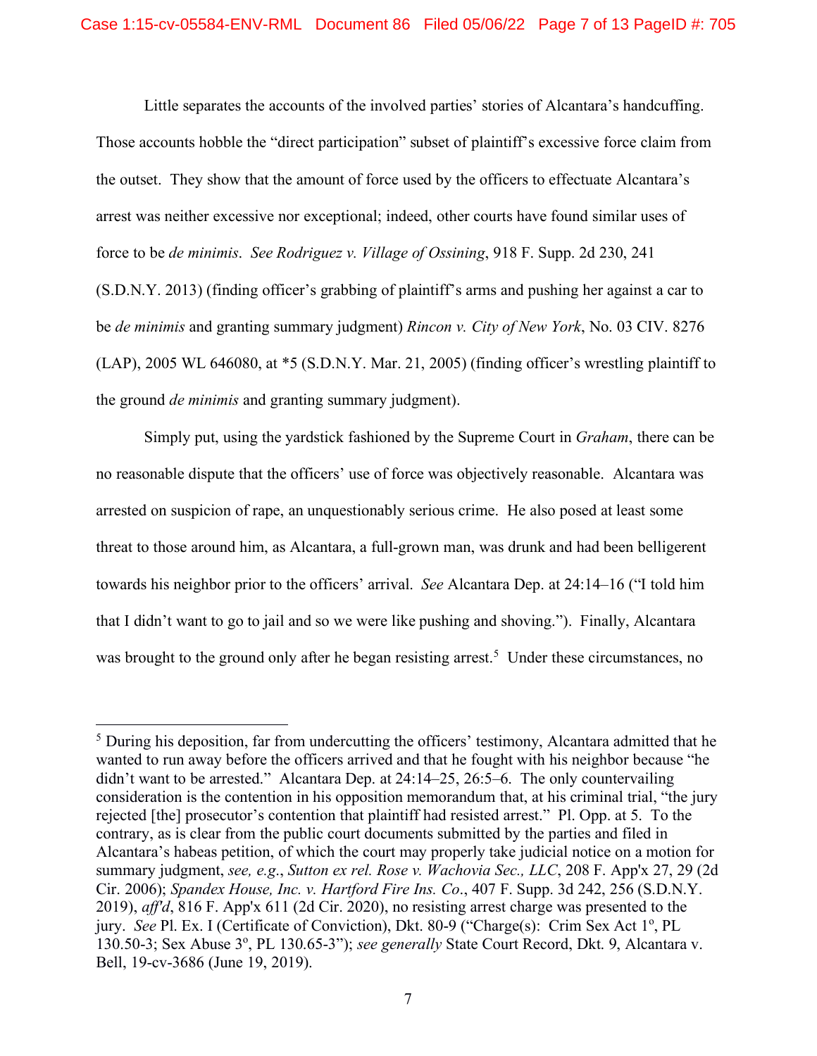Little separates the accounts of the involved parties' stories of Alcantara's handcuffing. Those accounts hobble the "direct participation" subset of plaintiff's excessive force claim from the outset. They show that the amount of force used by the officers to effectuate Alcantara's arrest was neither excessive nor exceptional; indeed, other courts have found similar uses of force to be *de minimis*. *See Rodriguez v. Village of Ossining*, 918 F. Supp. 2d 230, 241 (S.D.N.Y. 2013) (finding officer's grabbing of plaintiff's arms and pushing her against a car to be *de minimis* and granting summary judgment) *Rincon v. City of New York*, No. 03 CIV. 8276 (LAP), 2005 WL 646080, at *5 (S.D.N.Y. Mar. 21, 2005) (finding officer's wrestling plaintiff to the ground *de minimis* and granting summary judgment).

Simply put, using the yardstick fashioned by the Supreme Court in *Graham*, there can be no reasonable dispute that the officers' use of force was objectively reasonable. Alcantara was arrested on suspicion of rape, an unquestionably serious crime. He also posed at least some threat to those around him, as Alcantara, a full-grown man, was drunk and had been belligerent towards his neighbor prior to the officers' arrival. *See* Alcantara Dep. at 24:14–16 ("I told him that I didn't want to go to jail and so we were like pushing and shoving."). Finally, Alcantara was brought to the ground only after he began resisting arrest.[5] Under these circumstances, no

---

[5] During his deposition, far from undercutting the officers' testimony, Alcantara admitted that he wanted to run away before the officers arrived and that he fought with his neighbor because "he didn't want to be arrested." Alcantara Dep. at 24:14–25, 26:5–6. The only countervailing consideration is the contention in his opposition memorandum that, at his criminal trial, "the jury rejected [the] prosecutor's contention that plaintiff had resisted arrest." Pl. Opp. at 5. To the contrary, as is clear from the public court documents submitted by the parties and filed in Alcantara's habeas petition, of which the court may properly take judicial notice on a motion for summary judgment, *see, e.g.*, *Sutton ex rel. Rose v. Wachovia Sec., LLC*, 208 F. App'x 27, 29 (2d Cir. 2006); *Spandex House, Inc. v. Hartford Fire Ins. Co*., 407 F. Supp. 3d 242, 256 (S.D.N.Y. 2019), *aff'd*, 816 F. App'x 611 (2d Cir. 2020), no resisting arrest charge was presented to the jury. *See* Pl. Ex. I (Certificate of Conviction), Dkt. 80-9 ("Charge(s): Crim Sex Act 1º, PL 130.50-3; Sex Abuse 3º, PL 130.65-3"); *see generally* State Court Record, Dkt. 9, Alcantara v. Bell, 19-cv-3686 (June 19, 2019).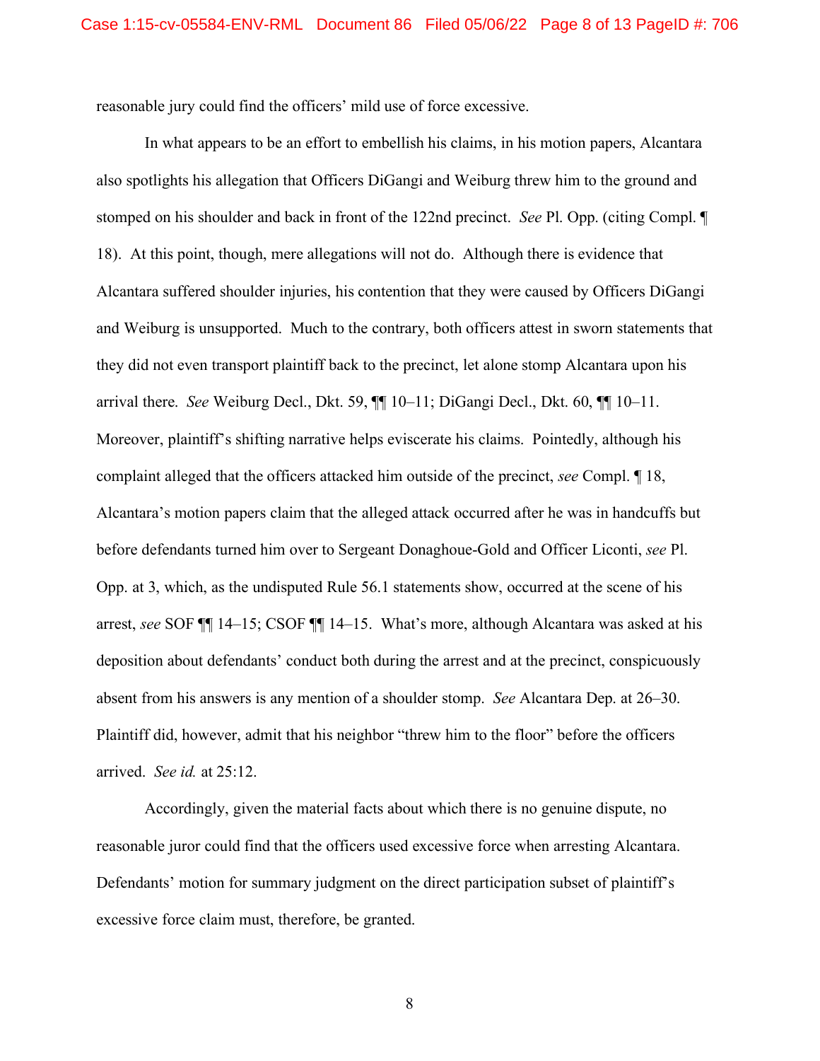reasonable jury could find the officers' mild use of force excessive.

In what appears to be an effort to embellish his claims, in his motion papers, Alcantara also spotlights his allegation that Officers DiGangi and Weiburg threw him to the ground and stomped on his shoulder and back in front of the 122nd precinct. *See* Pl. Opp. (citing Compl. ¶ 18). At this point, though, mere allegations will not do. Although there is evidence that Alcantara suffered shoulder injuries, his contention that they were caused by Officers DiGangi and Weiburg is unsupported. Much to the contrary, both officers attest in sworn statements that they did not even transport plaintiff back to the precinct, let alone stomp Alcantara upon his arrival there. *See* Weiburg Decl., Dkt. 59, ¶¶ 10–11; DiGangi Decl., Dkt. 60, ¶¶ 10–11. Moreover, plaintiff's shifting narrative helps eviscerate his claims. Pointedly, although his complaint alleged that the officers attacked him outside of the precinct, *see* Compl. ¶ 18, Alcantara's motion papers claim that the alleged attack occurred after he was in handcuffs but before defendants turned him over to Sergeant Donaghoue-Gold and Officer Liconti, *see* Pl. Opp. at 3, which, as the undisputed Rule 56.1 statements show, occurred at the scene of his arrest, *see* SOF ¶¶ 14–15; CSOF ¶¶ 14–15. What's more, although Alcantara was asked at his deposition about defendants' conduct both during the arrest and at the precinct, conspicuously absent from his answers is any mention of a shoulder stomp. *See* Alcantara Dep. at 26–30. Plaintiff did, however, admit that his neighbor "threw him to the floor" before the officers arrived. *See id.* at 25:12.

Accordingly, given the material facts about which there is no genuine dispute, no reasonable juror could find that the officers used excessive force when arresting Alcantara. Defendants' motion for summary judgment on the direct participation subset of plaintiff's excessive force claim must, therefore, be granted.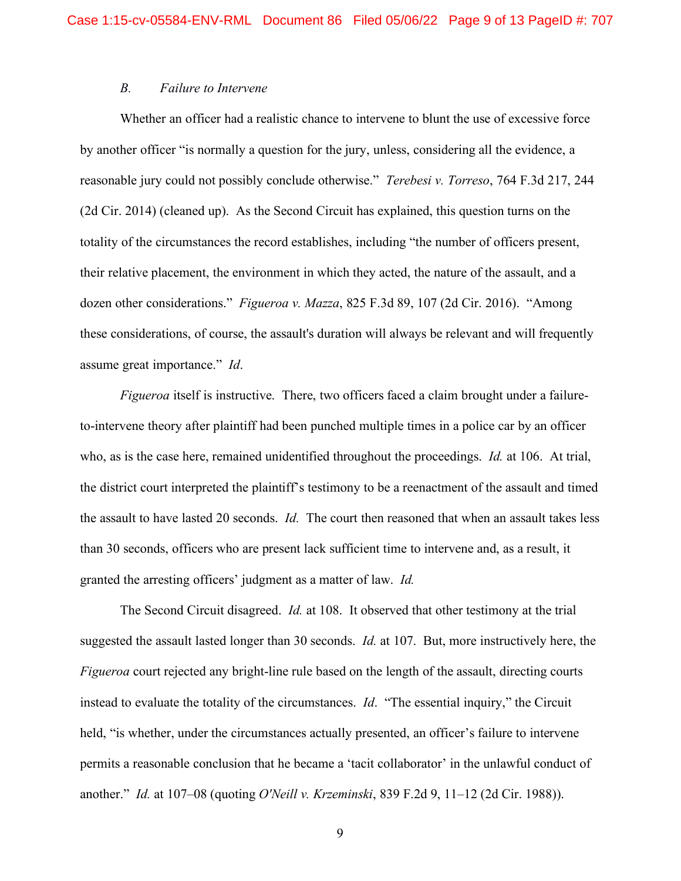### *B. Failure to Intervene*

Whether an officer had a realistic chance to intervene to blunt the use of excessive force by another officer "is normally a question for the jury, unless, considering all the evidence, a reasonable jury could not possibly conclude otherwise." *Terebesi v. Torreso*, 764 F.3d 217, 244 (2d Cir. 2014) (cleaned up). As the Second Circuit has explained, this question turns on the totality of the circumstances the record establishes, including "the number of officers present, their relative placement, the environment in which they acted, the nature of the assault, and a dozen other considerations." *Figueroa v. Mazza*, 825 F.3d 89, 107 (2d Cir. 2016). "Among these considerations, of course, the assault's duration will always be relevant and will frequently assume great importance." *Id*.

*Figueroa* itself is instructive. There, two officers faced a claim brought under a failure-to-intervene theory after plaintiff had been punched multiple times in a police car by an officer who, as is the case here, remained unidentified throughout the proceedings. *Id.* at 106. At trial, the district court interpreted the plaintiff's testimony to be a reenactment of the assault and timed the assault to have lasted 20 seconds. *Id.* The court then reasoned that when an assault takes less than 30 seconds, officers who are present lack sufficient time to intervene and, as a result, it granted the arresting officers' judgment as a matter of law. *Id.*

The Second Circuit disagreed. *Id.* at 108. It observed that other testimony at the trial suggested the assault lasted longer than 30 seconds. *Id.* at 107. But, more instructively here, the *Figueroa* court rejected any bright-line rule based on the length of the assault, directing courts instead to evaluate the totality of the circumstances. *Id*. "The essential inquiry," the Circuit held, "is whether, under the circumstances actually presented, an officer's failure to intervene permits a reasonable conclusion that he became a 'tacit collaborator' in the unlawful conduct of another." *Id.* at 107–08 (quoting *O'Neill v. Krzeminski*, 839 F.2d 9, 11–12 (2d Cir. 1988)).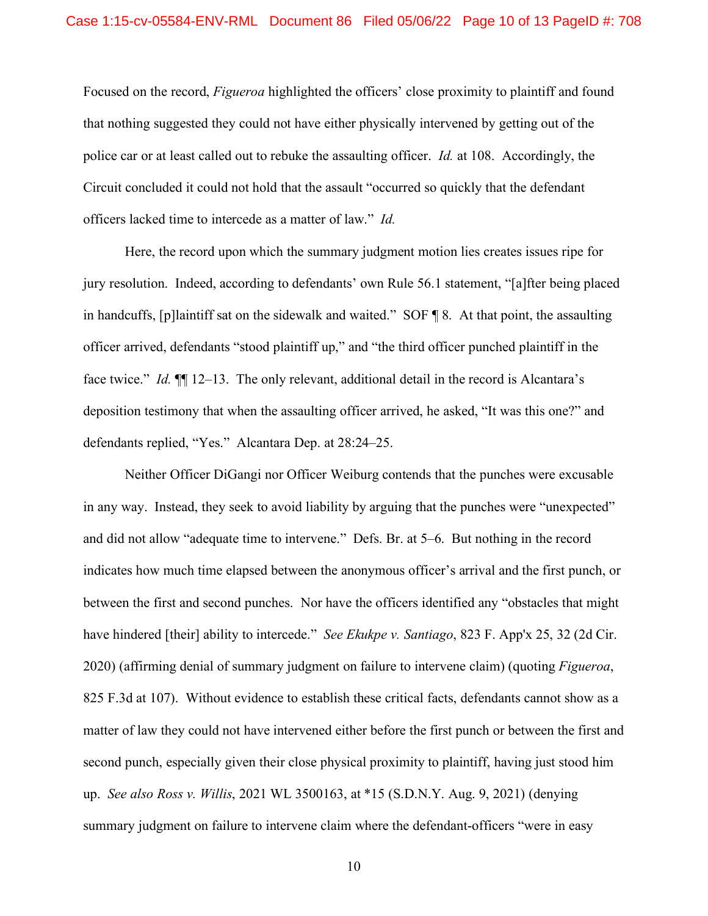Focused on the record, *Figueroa* highlighted the officers' close proximity to plaintiff and found that nothing suggested they could not have either physically intervened by getting out of the police car or at least called out to rebuke the assaulting officer. *Id.* at 108. Accordingly, the Circuit concluded it could not hold that the assault "occurred so quickly that the defendant officers lacked time to intercede as a matter of law." *Id.*

Here, the record upon which the summary judgment motion lies creates issues ripe for jury resolution. Indeed, according to defendants' own Rule 56.1 statement, "[a]fter being placed in handcuffs, [p]laintiff sat on the sidewalk and waited." SOF ¶ 8. At that point, the assaulting officer arrived, defendants "stood plaintiff up," and "the third officer punched plaintiff in the face twice." *Id.* ¶¶ 12–13. The only relevant, additional detail in the record is Alcantara's deposition testimony that when the assaulting officer arrived, he asked, "It was this one?" and defendants replied, "Yes." Alcantara Dep. at 28:24–25.

Neither Officer DiGangi nor Officer Weiburg contends that the punches were excusable in any way. Instead, they seek to avoid liability by arguing that the punches were "unexpected" and did not allow "adequate time to intervene." Defs. Br. at 5–6. But nothing in the record indicates how much time elapsed between the anonymous officer's arrival and the first punch, or between the first and second punches. Nor have the officers identified any "obstacles that might have hindered [their] ability to intercede." *See Ekukpe v. Santiago*, 823 F. App'x 25, 32 (2d Cir. 2020) (affirming denial of summary judgment on failure to intervene claim) (quoting *Figueroa*, 825 F.3d at 107). Without evidence to establish these critical facts, defendants cannot show as a matter of law they could not have intervened either before the first punch or between the first and second punch, especially given their close physical proximity to plaintiff, having just stood him up. *See also Ross v. Willis*, 2021 WL 3500163, at \*15 (S.D.N.Y. Aug. 9, 2021) (denying summary judgment on failure to intervene claim where the defendant-officers "were in easy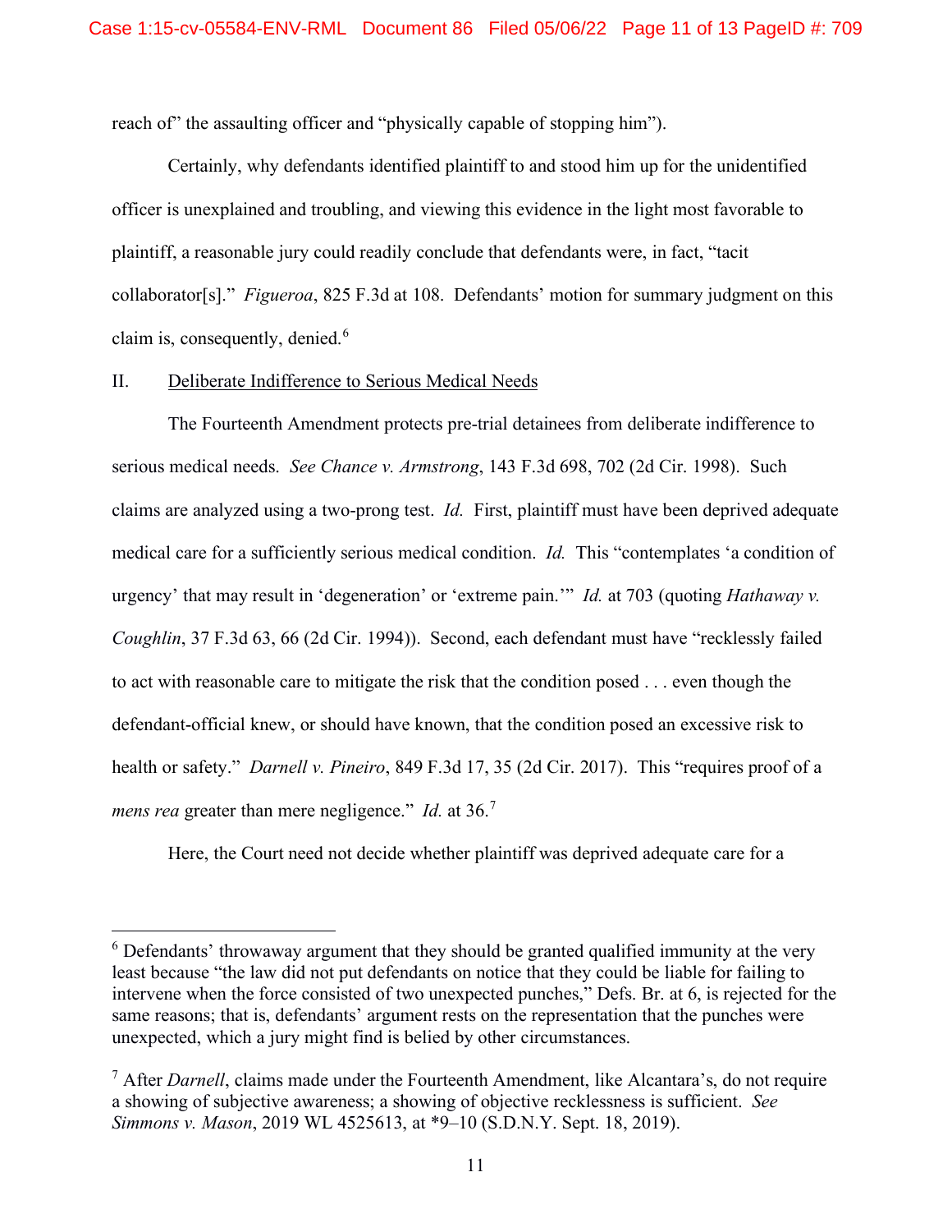reach of" the assaulting officer and "physically capable of stopping him").

Certainly, why defendants identified plaintiff to and stood him up for the unidentified officer is unexplained and troubling, and viewing this evidence in the light most favorable to plaintiff, a reasonable jury could readily conclude that defendants were, in fact, "tacit collaborator[s]." *Figueroa*, 825 F.3d at 108. Defendants' motion for summary judgment on this claim is, consequently, denied.[6]

II. Deliberate Indifference to Serious Medical Needs

The Fourteenth Amendment protects pre-trial detainees from deliberate indifference to serious medical needs. *See Chance v. Armstrong*, 143 F.3d 698, 702 (2d Cir. 1998). Such claims are analyzed using a two-prong test. *Id.* First, plaintiff must have been deprived adequate medical care for a sufficiently serious medical condition. *Id.* This "contemplates 'a condition of urgency' that may result in 'degeneration' or 'extreme pain.'" *Id.* at 703 (quoting *Hathaway v. Coughlin*, 37 F.3d 63, 66 (2d Cir. 1994)). Second, each defendant must have "recklessly failed to act with reasonable care to mitigate the risk that the condition posed . . . even though the defendant-official knew, or should have known, that the condition posed an excessive risk to health or safety." *Darnell v. Pineiro*, 849 F.3d 17, 35 (2d Cir. 2017). This "requires proof of a *mens rea* greater than mere negligence." *Id.* at 36.[7]

Here, the Court need not decide whether plaintiff was deprived adequate care for a

---

[6] Defendants' throwaway argument that they should be granted qualified immunity at the very least because "the law did not put defendants on notice that they could be liable for failing to intervene when the force consisted of two unexpected punches," Defs. Br. at 6, is rejected for the same reasons; that is, defendants' argument rests on the representation that the punches were unexpected, which a jury might find is belied by other circumstances.

[7] After *Darnell*, claims made under the Fourteenth Amendment, like Alcantara's, do not require a showing of subjective awareness; a showing of objective recklessness is sufficient. *See Simmons v. Mason*, 2019 WL 4525613, at *9–10 (S.D.N.Y. Sept. 18, 2019).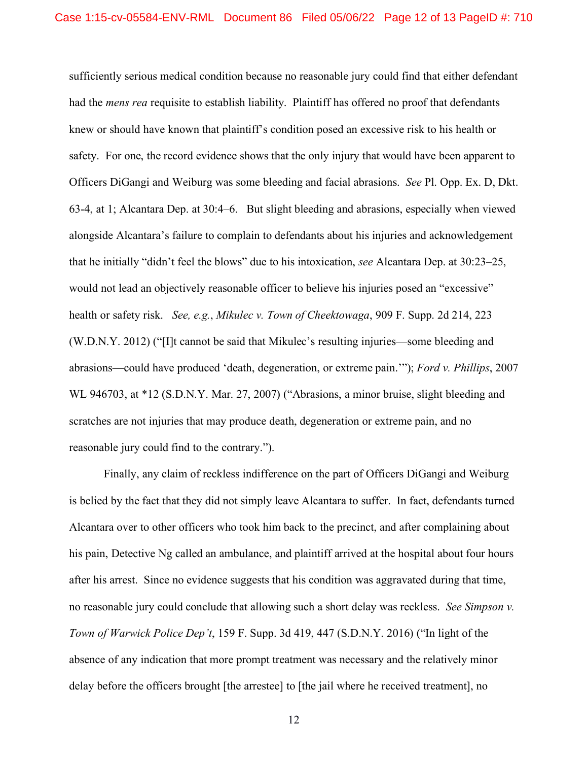sufficiently serious medical condition because no reasonable jury could find that either defendant had the *mens rea* requisite to establish liability. Plaintiff has offered no proof that defendants knew or should have known that plaintiff's condition posed an excessive risk to his health or safety. For one, the record evidence shows that the only injury that would have been apparent to Officers DiGangi and Weiburg was some bleeding and facial abrasions. *See* Pl. Opp. Ex. D, Dkt. 63-4, at 1; Alcantara Dep. at 30:4–6. But slight bleeding and abrasions, especially when viewed alongside Alcantara's failure to complain to defendants about his injuries and acknowledgement that he initially "didn't feel the blows" due to his intoxication, *see* Alcantara Dep. at 30:23–25, would not lead an objectively reasonable officer to believe his injuries posed an "excessive" health or safety risk. *See, e.g.*, *Mikulec v. Town of Cheektowaga*, 909 F. Supp. 2d 214, 223 (W.D.N.Y. 2012) ("[I]t cannot be said that Mikulec's resulting injuries—some bleeding and abrasions—could have produced 'death, degeneration, or extreme pain.'"); *Ford v. Phillips*, 2007 WL 946703, at *12 (S.D.N.Y. Mar. 27, 2007) ("Abrasions, a minor bruise, slight bleeding and scratches are not injuries that may produce death, degeneration or extreme pain, and no reasonable jury could find to the contrary.").

Finally, any claim of reckless indifference on the part of Officers DiGangi and Weiburg is belied by the fact that they did not simply leave Alcantara to suffer. In fact, defendants turned Alcantara over to other officers who took him back to the precinct, and after complaining about his pain, Detective Ng called an ambulance, and plaintiff arrived at the hospital about four hours after his arrest. Since no evidence suggests that his condition was aggravated during that time, no reasonable jury could conclude that allowing such a short delay was reckless. *See Simpson v. Town of Warwick Police Dep't*, 159 F. Supp. 3d 419, 447 (S.D.N.Y. 2016) ("In light of the absence of any indication that more prompt treatment was necessary and the relatively minor delay before the officers brought [the arrestee] to [the jail where he received treatment], no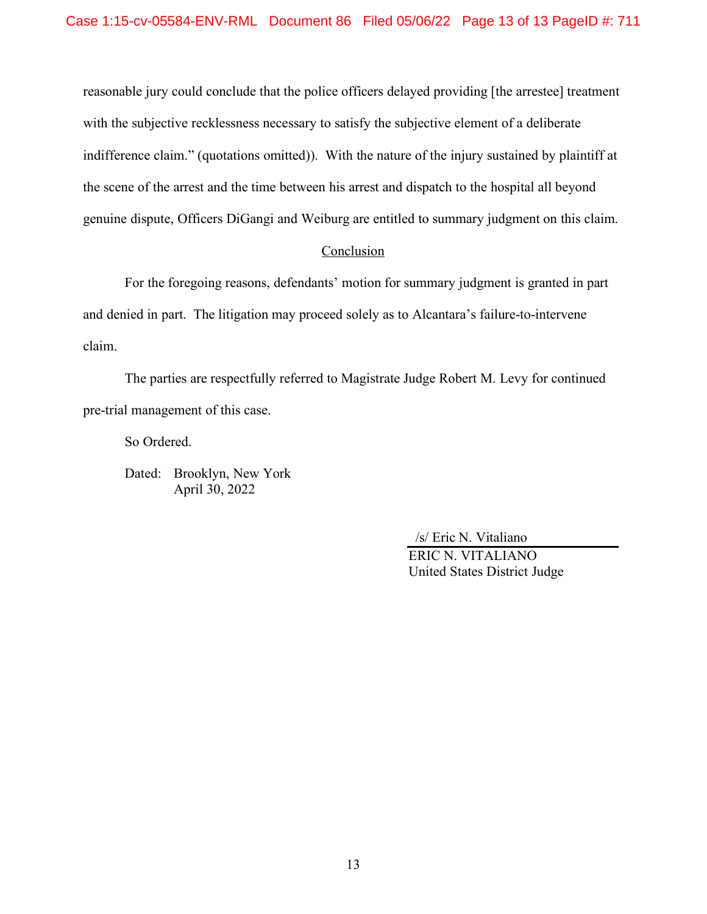reasonable jury could conclude that the police officers delayed providing [the arrestee] treatment with the subjective recklessness necessary to satisfy the subjective element of a deliberate indifference claim." (quotations omitted)). With the nature of the injury sustained by plaintiff at the scene of the arrest and the time between his arrest and dispatch to the hospital all beyond genuine dispute, Officers DiGangi and Weiburg are entitled to summary judgment on this claim.

## Conclusion

For the foregoing reasons, defendants' motion for summary judgment is granted in part and denied in part. The litigation may proceed solely as to Alcantara's failure-to-intervene claim.

The parties are respectfully referred to Magistrate Judge Robert M. Levy for continued pre-trial management of this case.

So Ordered.

Dated: Brooklyn, New York
April 30, 2022

/s/ Eric N. Vitaliano

ERIC N. VITALIANO
United States District Judge